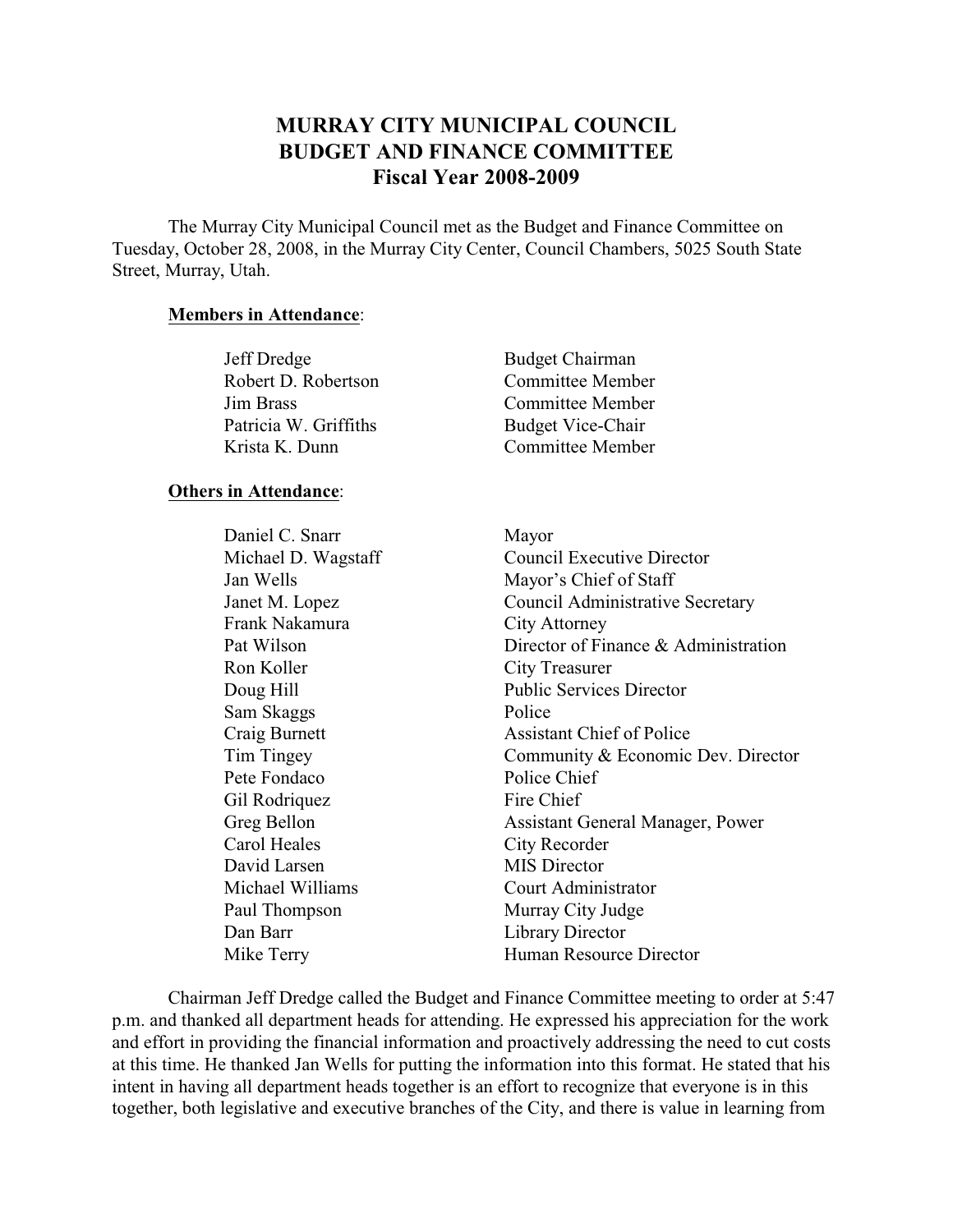# MURRAY CITY MUNICIPAL COUNCIL
# BUDGET AND FINANCE COMMITTEE
# Fiscal Year 2008-2009

The Murray City Municipal Council met as the Budget and Finance Committee on Tuesday, October 28, 2008, in the Murray City Center, Council Chambers, 5025 South State Street, Murray, Utah.

**Members in Attendance**:

| | |
|---|---|
| Jeff Dredge | Budget Chairman |
| Robert D. Robertson | Committee Member |
| Jim Brass | Committee Member |
| Patricia W. Griffiths | Budget Vice-Chair |
| Krista K. Dunn | Committee Member |

**Others in Attendance**:

| | |
|---|---|
| Daniel C. Snarr | Mayor |
| Michael D. Wagstaff | Council Executive Director |
| Jan Wells | Mayor's Chief of Staff |
| Janet M. Lopez | Council Administrative Secretary |
| Frank Nakamura | City Attorney |
| Pat Wilson | Director of Finance & Administration |
| Ron Koller | City Treasurer |
| Doug Hill | Public Services Director |
| Sam Skaggs | Police |
| Craig Burnett | Assistant Chief of Police |
| Tim Tingey | Community & Economic Dev. Director |
| Pete Fondaco | Police Chief |
| Gil Rodriquez | Fire Chief |
| Greg Bellon | Assistant General Manager, Power |
| Carol Heales | City Recorder |
| David Larsen | MIS Director |
| Michael Williams | Court Administrator |
| Paul Thompson | Murray City Judge |
| Dan Barr | Library Director |
| Mike Terry | Human Resource Director |

Chairman Jeff Dredge called the Budget and Finance Committee meeting to order at 5:47 p.m. and thanked all department heads for attending. He expressed his appreciation for the work and effort in providing the financial information and proactively addressing the need to cut costs at this time. He thanked Jan Wells for putting the information into this format. He stated that his intent in having all department heads together is an effort to recognize that everyone is in this together, both legislative and executive branches of the City, and there is value in learning from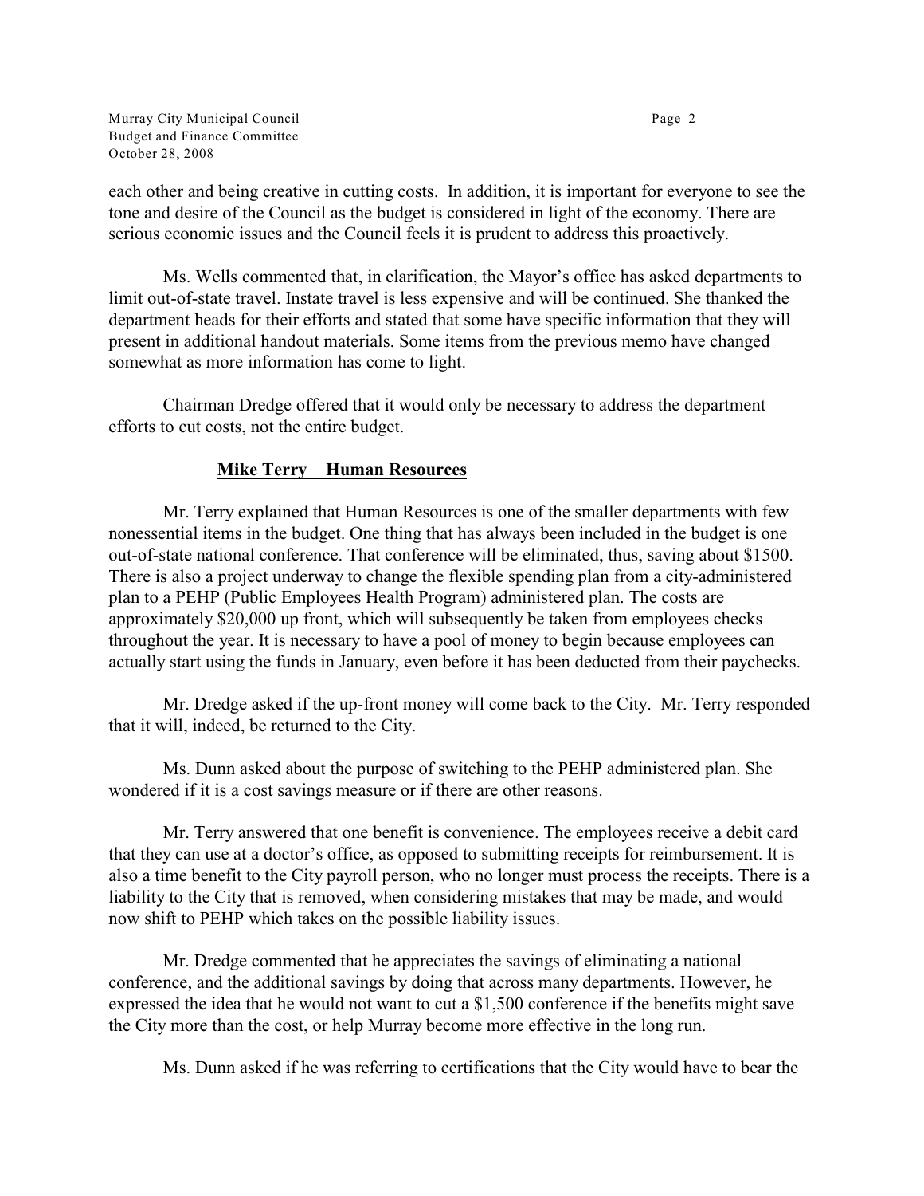each other and being creative in cutting costs. In addition, it is important for everyone to see the tone and desire of the Council as the budget is considered in light of the economy. There are serious economic issues and the Council feels it is prudent to address this proactively.

Ms. Wells commented that, in clarification, the Mayor's office has asked departments to limit out-of-state travel. Instate travel is less expensive and will be continued. She thanked the department heads for their efforts and stated that some have specific information that they will present in additional handout materials. Some items from the previous memo have changed somewhat as more information has come to light.

Chairman Dredge offered that it would only be necessary to address the department efforts to cut costs, not the entire budget.

**Mike Terry Human Resources**

Mr. Terry explained that Human Resources is one of the smaller departments with few nonessential items in the budget. One thing that has always been included in the budget is one out-of-state national conference. That conference will be eliminated, thus, saving about $1500. There is also a project underway to change the flexible spending plan from a city-administered plan to a PEHP (Public Employees Health Program) administered plan. The costs are approximately $20,000 up front, which will subsequently be taken from employees checks throughout the year. It is necessary to have a pool of money to begin because employees can actually start using the funds in January, even before it has been deducted from their paychecks.

Mr. Dredge asked if the up-front money will come back to the City. Mr. Terry responded that it will, indeed, be returned to the City.

Ms. Dunn asked about the purpose of switching to the PEHP administered plan. She wondered if it is a cost savings measure or if there are other reasons.

Mr. Terry answered that one benefit is convenience. The employees receive a debit card that they can use at a doctor's office, as opposed to submitting receipts for reimbursement. It is also a time benefit to the City payroll person, who no longer must process the receipts. There is a liability to the City that is removed, when considering mistakes that may be made, and would now shift to PEHP which takes on the possible liability issues.

Mr. Dredge commented that he appreciates the savings of eliminating a national conference, and the additional savings by doing that across many departments. However, he expressed the idea that he would not want to cut a $1,500 conference if the benefits might save the City more than the cost, or help Murray become more effective in the long run.

Ms. Dunn asked if he was referring to certifications that the City would have to bear the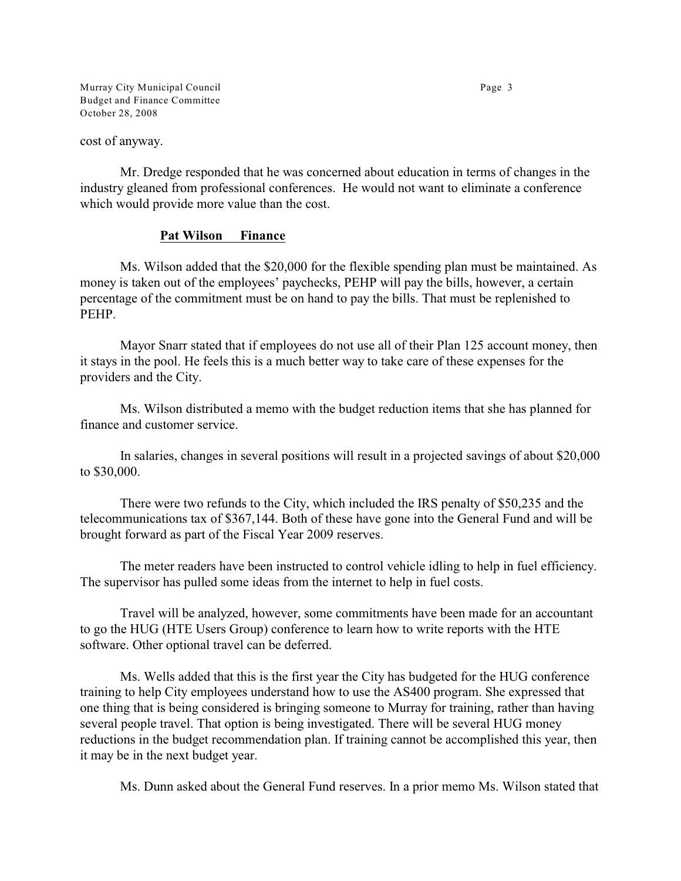cost of anyway.

Mr. Dredge responded that he was concerned about education in terms of changes in the industry gleaned from professional conferences. He would not want to eliminate a conference which would provide more value than the cost.

**Pat Wilson Finance**

Ms. Wilson added that the $20,000 for the flexible spending plan must be maintained. As money is taken out of the employees' paychecks, PEHP will pay the bills, however, a certain percentage of the commitment must be on hand to pay the bills. That must be replenished to PEHP.

Mayor Snarr stated that if employees do not use all of their Plan 125 account money, then it stays in the pool. He feels this is a much better way to take care of these expenses for the providers and the City.

Ms. Wilson distributed a memo with the budget reduction items that she has planned for finance and customer service.

In salaries, changes in several positions will result in a projected savings of about $20,000 to $30,000.

There were two refunds to the City, which included the IRS penalty of $50,235 and the telecommunications tax of $367,144. Both of these have gone into the General Fund and will be brought forward as part of the Fiscal Year 2009 reserves.

The meter readers have been instructed to control vehicle idling to help in fuel efficiency. The supervisor has pulled some ideas from the internet to help in fuel costs.

Travel will be analyzed, however, some commitments have been made for an accountant to go the HUG (HTE Users Group) conference to learn how to write reports with the HTE software. Other optional travel can be deferred.

Ms. Wells added that this is the first year the City has budgeted for the HUG conference training to help City employees understand how to use the AS400 program. She expressed that one thing that is being considered is bringing someone to Murray for training, rather than having several people travel. That option is being investigated. There will be several HUG money reductions in the budget recommendation plan. If training cannot be accomplished this year, then it may be in the next budget year.

Ms. Dunn asked about the General Fund reserves. In a prior memo Ms. Wilson stated that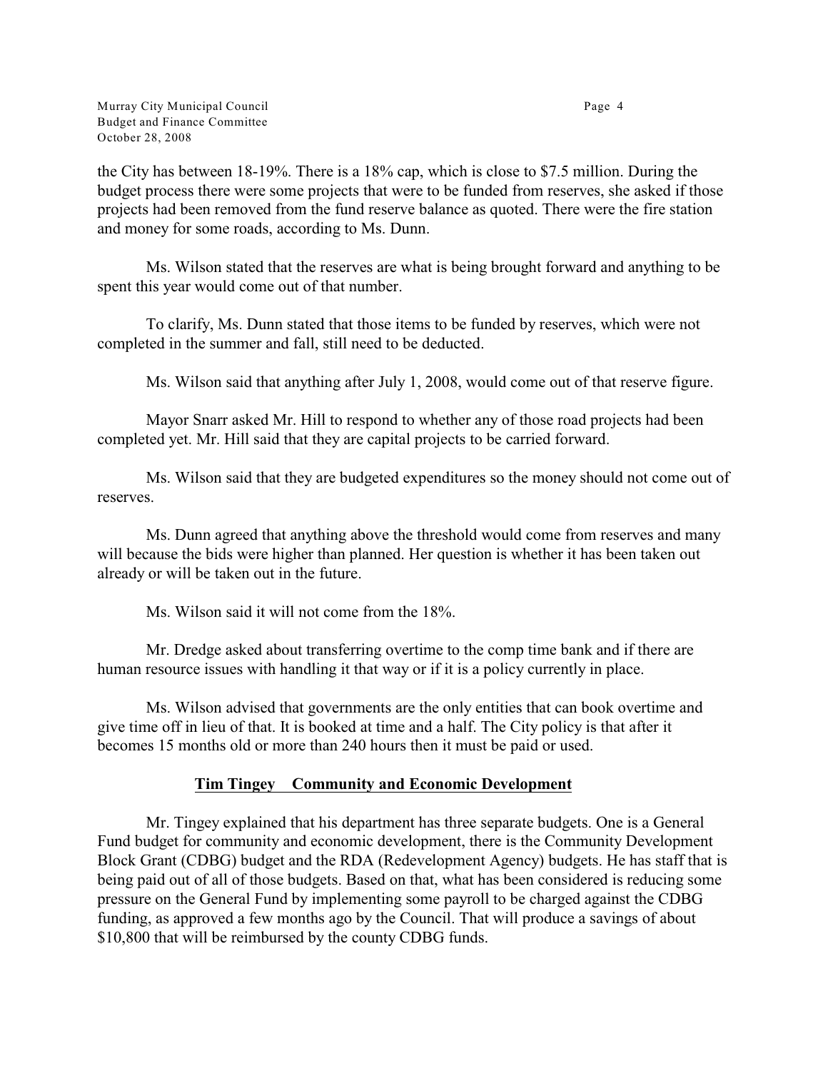the City has between 18-19%. There is a 18% cap, which is close to $7.5 million. During the budget process there were some projects that were to be funded from reserves, she asked if those projects had been removed from the fund reserve balance as quoted. There were the fire station and money for some roads, according to Ms. Dunn.

Ms. Wilson stated that the reserves are what is being brought forward and anything to be spent this year would come out of that number.

To clarify, Ms. Dunn stated that those items to be funded by reserves, which were not completed in the summer and fall, still need to be deducted.

Ms. Wilson said that anything after July 1, 2008, would come out of that reserve figure.

Mayor Snarr asked Mr. Hill to respond to whether any of those road projects had been completed yet. Mr. Hill said that they are capital projects to be carried forward.

Ms. Wilson said that they are budgeted expenditures so the money should not come out of reserves.

Ms. Dunn agreed that anything above the threshold would come from reserves and many will because the bids were higher than planned. Her question is whether it has been taken out already or will be taken out in the future.

Ms. Wilson said it will not come from the 18%.

Mr. Dredge asked about transferring overtime to the comp time bank and if there are human resource issues with handling it that way or if it is a policy currently in place.

Ms. Wilson advised that governments are the only entities that can book overtime and give time off in lieu of that. It is booked at time and a half. The City policy is that after it becomes 15 months old or more than 240 hours then it must be paid or used.

## Tim Tingey Community and Economic Development

Mr. Tingey explained that his department has three separate budgets. One is a General Fund budget for community and economic development, there is the Community Development Block Grant (CDBG) budget and the RDA (Redevelopment Agency) budgets. He has staff that is being paid out of all of those budgets. Based on that, what has been considered is reducing some pressure on the General Fund by implementing some payroll to be charged against the CDBG funding, as approved a few months ago by the Council. That will produce a savings of about $10,800 that will be reimbursed by the county CDBG funds.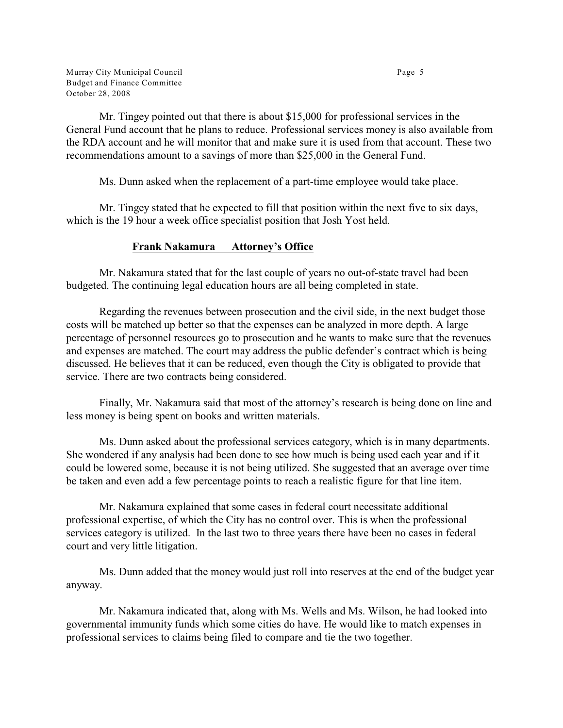Mr. Tingey pointed out that there is about $15,000 for professional services in the General Fund account that he plans to reduce. Professional services money is also available from the RDA account and he will monitor that and make sure it is used from that account. These two recommendations amount to a savings of more than $25,000 in the General Fund.

Ms. Dunn asked when the replacement of a part-time employee would take place.

Mr. Tingey stated that he expected to fill that position within the next five to six days, which is the 19 hour a week office specialist position that Josh Yost held.

**Frank Nakamura Attorney's Office**

Mr. Nakamura stated that for the last couple of years no out-of-state travel had been budgeted. The continuing legal education hours are all being completed in state.

Regarding the revenues between prosecution and the civil side, in the next budget those costs will be matched up better so that the expenses can be analyzed in more depth. A large percentage of personnel resources go to prosecution and he wants to make sure that the revenues and expenses are matched. The court may address the public defender's contract which is being discussed. He believes that it can be reduced, even though the City is obligated to provide that service. There are two contracts being considered.

Finally, Mr. Nakamura said that most of the attorney's research is being done on line and less money is being spent on books and written materials.

Ms. Dunn asked about the professional services category, which is in many departments. She wondered if any analysis had been done to see how much is being used each year and if it could be lowered some, because it is not being utilized. She suggested that an average over time be taken and even add a few percentage points to reach a realistic figure for that line item.

Mr. Nakamura explained that some cases in federal court necessitate additional professional expertise, of which the City has no control over. This is when the professional services category is utilized. In the last two to three years there have been no cases in federal court and very little litigation.

Ms. Dunn added that the money would just roll into reserves at the end of the budget year anyway.

Mr. Nakamura indicated that, along with Ms. Wells and Ms. Wilson, he had looked into governmental immunity funds which some cities do have. He would like to match expenses in professional services to claims being filed to compare and tie the two together.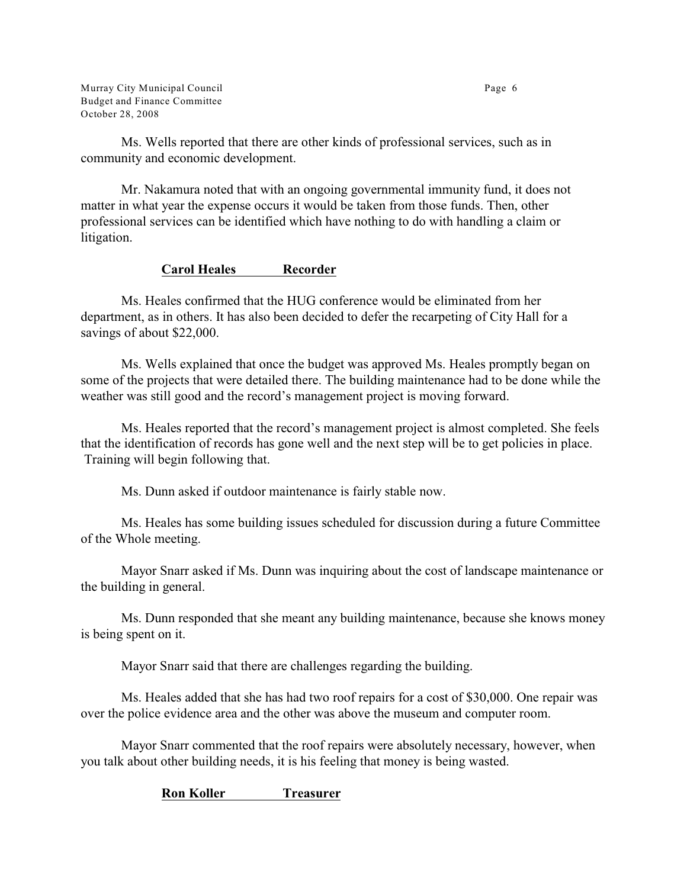Ms. Wells reported that there are other kinds of professional services, such as in community and economic development.

Mr. Nakamura noted that with an ongoing governmental immunity fund, it does not matter in what year the expense occurs it would be taken from those funds. Then, other professional services can be identified which have nothing to do with handling a claim or litigation.

**Carol Heales Recorder**

Ms. Heales confirmed that the HUG conference would be eliminated from her department, as in others. It has also been decided to defer the recarpeting of City Hall for a savings of about $22,000.

Ms. Wells explained that once the budget was approved Ms. Heales promptly began on some of the projects that were detailed there. The building maintenance had to be done while the weather was still good and the record's management project is moving forward.

Ms. Heales reported that the record's management project is almost completed. She feels that the identification of records has gone well and the next step will be to get policies in place. Training will begin following that.

Ms. Dunn asked if outdoor maintenance is fairly stable now.

Ms. Heales has some building issues scheduled for discussion during a future Committee of the Whole meeting.

Mayor Snarr asked if Ms. Dunn was inquiring about the cost of landscape maintenance or the building in general.

Ms. Dunn responded that she meant any building maintenance, because she knows money is being spent on it.

Mayor Snarr said that there are challenges regarding the building.

Ms. Heales added that she has had two roof repairs for a cost of $30,000. One repair was over the police evidence area and the other was above the museum and computer room.

Mayor Snarr commented that the roof repairs were absolutely necessary, however, when you talk about other building needs, it is his feeling that money is being wasted.

**Ron Koller Treasurer**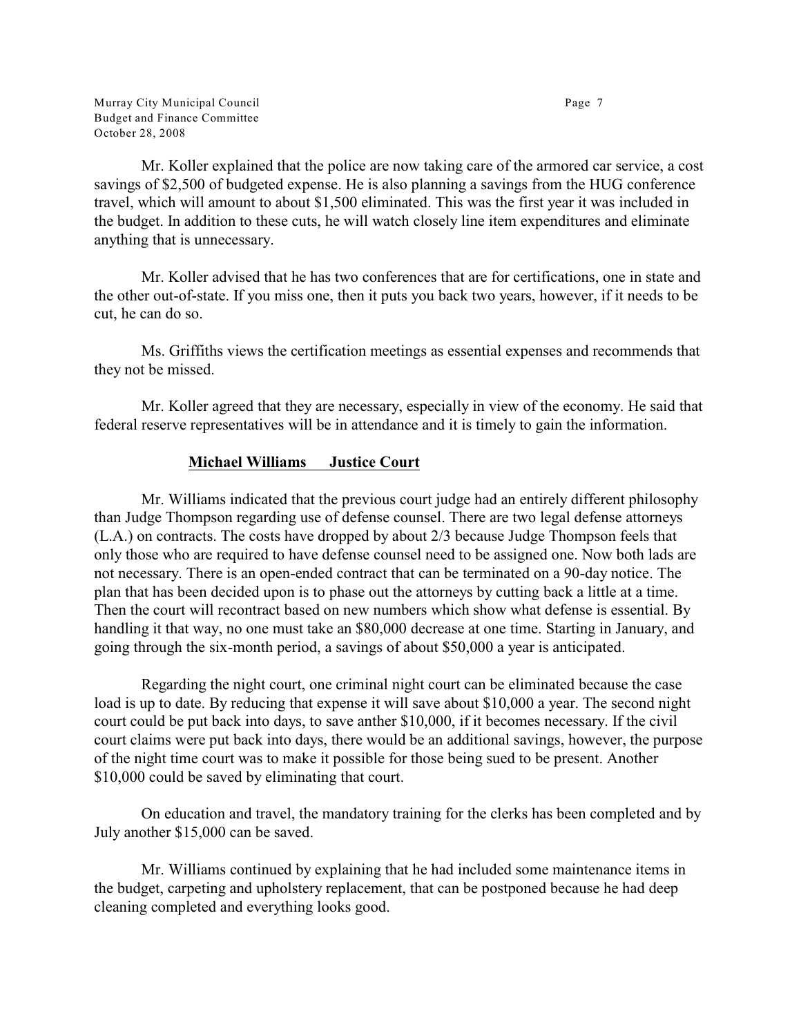Mr. Koller explained that the police are now taking care of the armored car service, a cost savings of $2,500 of budgeted expense. He is also planning a savings from the HUG conference travel, which will amount to about $1,500 eliminated. This was the first year it was included in the budget. In addition to these cuts, he will watch closely line item expenditures and eliminate anything that is unnecessary.

Mr. Koller advised that he has two conferences that are for certifications, one in state and the other out-of-state. If you miss one, then it puts you back two years, however, if it needs to be cut, he can do so.

Ms. Griffiths views the certification meetings as essential expenses and recommends that they not be missed.

Mr. Koller agreed that they are necessary, especially in view of the economy. He said that federal reserve representatives will be in attendance and it is timely to gain the information.

**Michael Williams Justice Court**

Mr. Williams indicated that the previous court judge had an entirely different philosophy than Judge Thompson regarding use of defense counsel. There are two legal defense attorneys (L.A.) on contracts. The costs have dropped by about 2/3 because Judge Thompson feels that only those who are required to have defense counsel need to be assigned one. Now both lads are not necessary. There is an open-ended contract that can be terminated on a 90-day notice. The plan that has been decided upon is to phase out the attorneys by cutting back a little at a time. Then the court will recontract based on new numbers which show what defense is essential. By handling it that way, no one must take an $80,000 decrease at one time. Starting in January, and going through the six-month period, a savings of about $50,000 a year is anticipated.

Regarding the night court, one criminal night court can be eliminated because the case load is up to date. By reducing that expense it will save about $10,000 a year. The second night court could be put back into days, to save anther $10,000, if it becomes necessary. If the civil court claims were put back into days, there would be an additional savings, however, the purpose of the night time court was to make it possible for those being sued to be present. Another $10,000 could be saved by eliminating that court.

On education and travel, the mandatory training for the clerks has been completed and by July another $15,000 can be saved.

Mr. Williams continued by explaining that he had included some maintenance items in the budget, carpeting and upholstery replacement, that can be postponed because he had deep cleaning completed and everything looks good.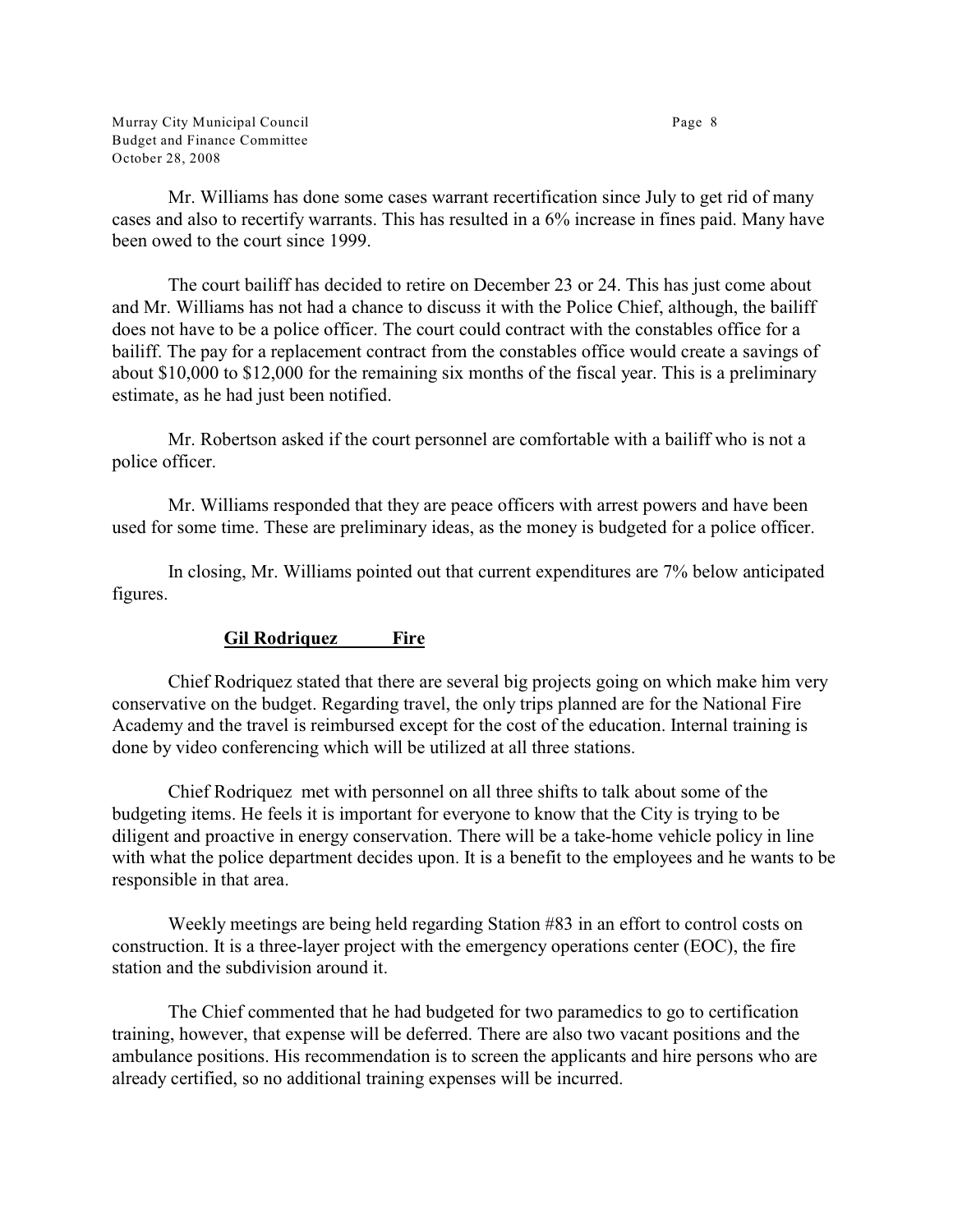Mr. Williams has done some cases warrant recertification since July to get rid of many cases and also to recertify warrants. This has resulted in a 6% increase in fines paid. Many have been owed to the court since 1999.

The court bailiff has decided to retire on December 23 or 24. This has just come about and Mr. Williams has not had a chance to discuss it with the Police Chief, although, the bailiff does not have to be a police officer. The court could contract with the constables office for a bailiff. The pay for a replacement contract from the constables office would create a savings of about $10,000 to $12,000 for the remaining six months of the fiscal year. This is a preliminary estimate, as he had just been notified.

Mr. Robertson asked if the court personnel are comfortable with a bailiff who is not a police officer.

Mr. Williams responded that they are peace officers with arrest powers and have been used for some time. These are preliminary ideas, as the money is budgeted for a police officer.

In closing, Mr. Williams pointed out that current expenditures are 7% below anticipated figures.

**Gil Rodriquez          Fire**

Chief Rodriquez stated that there are several big projects going on which make him very conservative on the budget. Regarding travel, the only trips planned are for the National Fire Academy and the travel is reimbursed except for the cost of the education. Internal training is done by video conferencing which will be utilized at all three stations.

Chief Rodriquez met with personnel on all three shifts to talk about some of the budgeting items. He feels it is important for everyone to know that the City is trying to be diligent and proactive in energy conservation. There will be a take-home vehicle policy in line with what the police department decides upon. It is a benefit to the employees and he wants to be responsible in that area.

Weekly meetings are being held regarding Station #83 in an effort to control costs on construction. It is a three-layer project with the emergency operations center (EOC), the fire station and the subdivision around it.

The Chief commented that he had budgeted for two paramedics to go to certification training, however, that expense will be deferred. There are also two vacant positions and the ambulance positions. His recommendation is to screen the applicants and hire persons who are already certified, so no additional training expenses will be incurred.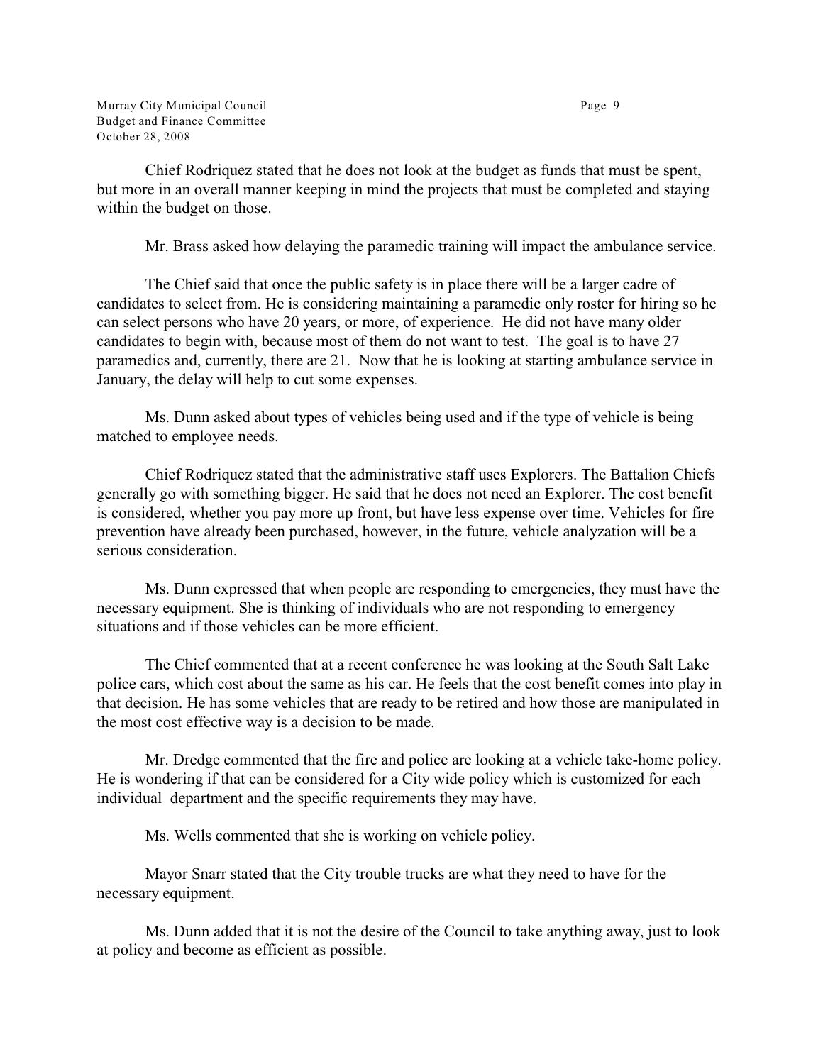Chief Rodriquez stated that he does not look at the budget as funds that must be spent, but more in an overall manner keeping in mind the projects that must be completed and staying within the budget on those.

Mr. Brass asked how delaying the paramedic training will impact the ambulance service.

The Chief said that once the public safety is in place there will be a larger cadre of candidates to select from. He is considering maintaining a paramedic only roster for hiring so he can select persons who have 20 years, or more, of experience. He did not have many older candidates to begin with, because most of them do not want to test. The goal is to have 27 paramedics and, currently, there are 21. Now that he is looking at starting ambulance service in January, the delay will help to cut some expenses.

Ms. Dunn asked about types of vehicles being used and if the type of vehicle is being matched to employee needs.

Chief Rodriquez stated that the administrative staff uses Explorers. The Battalion Chiefs generally go with something bigger. He said that he does not need an Explorer. The cost benefit is considered, whether you pay more up front, but have less expense over time. Vehicles for fire prevention have already been purchased, however, in the future, vehicle analyzation will be a serious consideration.

Ms. Dunn expressed that when people are responding to emergencies, they must have the necessary equipment. She is thinking of individuals who are not responding to emergency situations and if those vehicles can be more efficient.

The Chief commented that at a recent conference he was looking at the South Salt Lake police cars, which cost about the same as his car. He feels that the cost benefit comes into play in that decision. He has some vehicles that are ready to be retired and how those are manipulated in the most cost effective way is a decision to be made.

Mr. Dredge commented that the fire and police are looking at a vehicle take-home policy. He is wondering if that can be considered for a City wide policy which is customized for each individual department and the specific requirements they may have.

Ms. Wells commented that she is working on vehicle policy.

Mayor Snarr stated that the City trouble trucks are what they need to have for the necessary equipment.

Ms. Dunn added that it is not the desire of the Council to take anything away, just to look at policy and become as efficient as possible.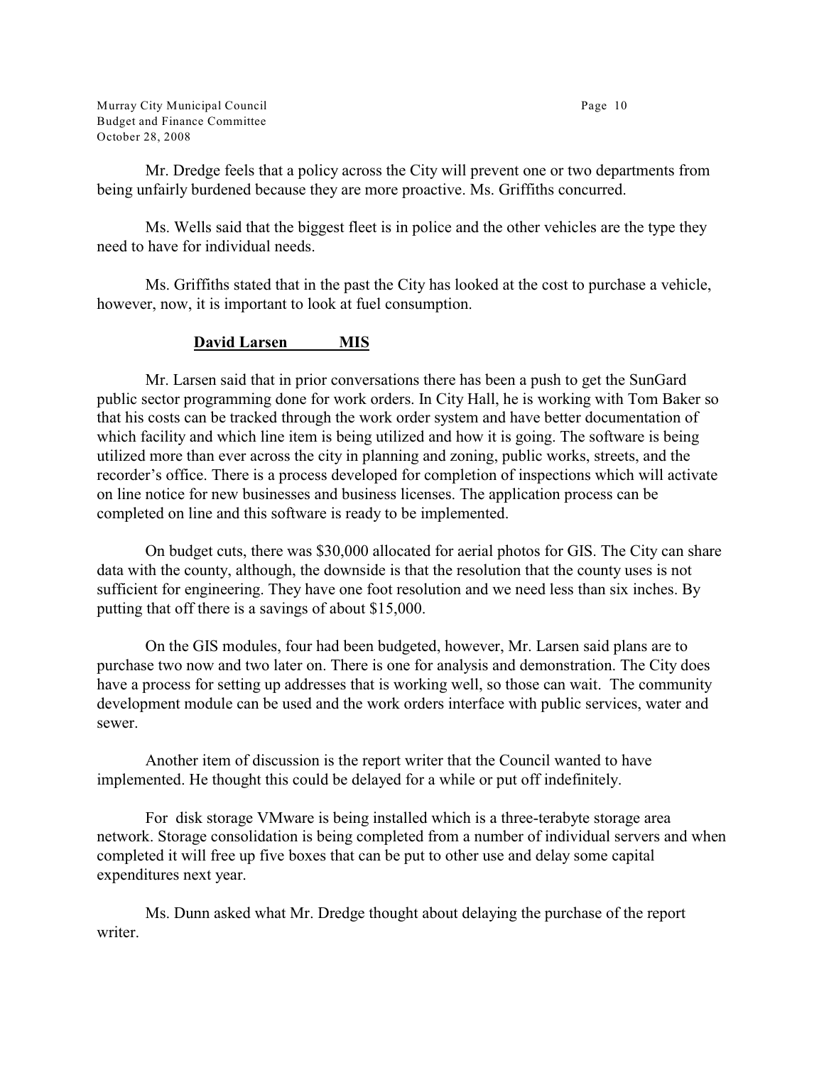Mr. Dredge feels that a policy across the City will prevent one or two departments from being unfairly burdened because they are more proactive. Ms. Griffiths concurred.

Ms. Wells said that the biggest fleet is in police and the other vehicles are the type they need to have for individual needs.

Ms. Griffiths stated that in the past the City has looked at the cost to purchase a vehicle, however, now, it is important to look at fuel consumption.

**David Larsen MIS**

Mr. Larsen said that in prior conversations there has been a push to get the SunGard public sector programming done for work orders. In City Hall, he is working with Tom Baker so that his costs can be tracked through the work order system and have better documentation of which facility and which line item is being utilized and how it is going. The software is being utilized more than ever across the city in planning and zoning, public works, streets, and the recorder's office. There is a process developed for completion of inspections which will activate on line notice for new businesses and business licenses. The application process can be completed on line and this software is ready to be implemented.

On budget cuts, there was $30,000 allocated for aerial photos for GIS. The City can share data with the county, although, the downside is that the resolution that the county uses is not sufficient for engineering. They have one foot resolution and we need less than six inches. By putting that off there is a savings of about $15,000.

On the GIS modules, four had been budgeted, however, Mr. Larsen said plans are to purchase two now and two later on. There is one for analysis and demonstration. The City does have a process for setting up addresses that is working well, so those can wait. The community development module can be used and the work orders interface with public services, water and sewer.

Another item of discussion is the report writer that the Council wanted to have implemented. He thought this could be delayed for a while or put off indefinitely.

For disk storage VMware is being installed which is a three-terabyte storage area network. Storage consolidation is being completed from a number of individual servers and when completed it will free up five boxes that can be put to other use and delay some capital expenditures next year.

Ms. Dunn asked what Mr. Dredge thought about delaying the purchase of the report writer.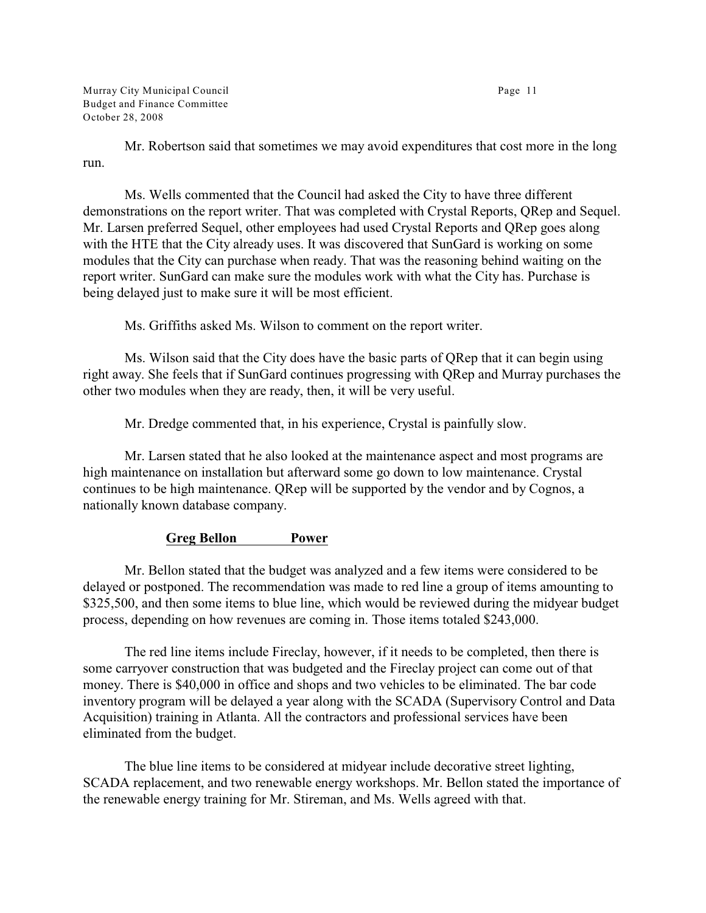Mr. Robertson said that sometimes we may avoid expenditures that cost more in the long run.

Ms. Wells commented that the Council had asked the City to have three different demonstrations on the report writer. That was completed with Crystal Reports, QRep and Sequel. Mr. Larsen preferred Sequel, other employees had used Crystal Reports and QRep goes along with the HTE that the City already uses. It was discovered that SunGard is working on some modules that the City can purchase when ready. That was the reasoning behind waiting on the report writer. SunGard can make sure the modules work with what the City has. Purchase is being delayed just to make sure it will be most efficient.

Ms. Griffiths asked Ms. Wilson to comment on the report writer.

Ms. Wilson said that the City does have the basic parts of QRep that it can begin using right away. She feels that if SunGard continues progressing with QRep and Murray purchases the other two modules when they are ready, then, it will be very useful.

Mr. Dredge commented that, in his experience, Crystal is painfully slow.

Mr. Larsen stated that he also looked at the maintenance aspect and most programs are high maintenance on installation but afterward some go down to low maintenance. Crystal continues to be high maintenance. QRep will be supported by the vendor and by Cognos, a nationally known database company.

**<u>Greg Bellon Power</u>**

Mr. Bellon stated that the budget was analyzed and a few items were considered to be delayed or postponed. The recommendation was made to red line a group of items amounting to $325,500, and then some items to blue line, which would be reviewed during the midyear budget process, depending on how revenues are coming in. Those items totaled $243,000.

The red line items include Fireclay, however, if it needs to be completed, then there is some carryover construction that was budgeted and the Fireclay project can come out of that money. There is $40,000 in office and shops and two vehicles to be eliminated. The bar code inventory program will be delayed a year along with the SCADA (Supervisory Control and Data Acquisition) training in Atlanta. All the contractors and professional services have been eliminated from the budget.

The blue line items to be considered at midyear include decorative street lighting, SCADA replacement, and two renewable energy workshops. Mr. Bellon stated the importance of the renewable energy training for Mr. Stireman, and Ms. Wells agreed with that.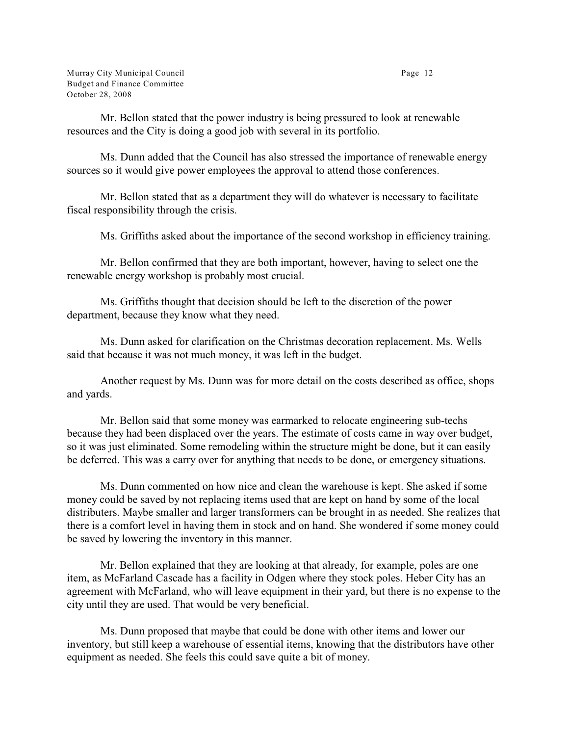Mr. Bellon stated that the power industry is being pressured to look at renewable resources and the City is doing a good job with several in its portfolio.

Ms. Dunn added that the Council has also stressed the importance of renewable energy sources so it would give power employees the approval to attend those conferences.

Mr. Bellon stated that as a department they will do whatever is necessary to facilitate fiscal responsibility through the crisis.

Ms. Griffiths asked about the importance of the second workshop in efficiency training.

Mr. Bellon confirmed that they are both important, however, having to select one the renewable energy workshop is probably most crucial.

Ms. Griffiths thought that decision should be left to the discretion of the power department, because they know what they need.

Ms. Dunn asked for clarification on the Christmas decoration replacement. Ms. Wells said that because it was not much money, it was left in the budget.

Another request by Ms. Dunn was for more detail on the costs described as office, shops and yards.

Mr. Bellon said that some money was earmarked to relocate engineering sub-techs because they had been displaced over the years. The estimate of costs came in way over budget, so it was just eliminated. Some remodeling within the structure might be done, but it can easily be deferred. This was a carry over for anything that needs to be done, or emergency situations.

Ms. Dunn commented on how nice and clean the warehouse is kept. She asked if some money could be saved by not replacing items used that are kept on hand by some of the local distributers. Maybe smaller and larger transformers can be brought in as needed. She realizes that there is a comfort level in having them in stock and on hand. She wondered if some money could be saved by lowering the inventory in this manner.

Mr. Bellon explained that they are looking at that already, for example, poles are one item, as McFarland Cascade has a facility in Odgen where they stock poles. Heber City has an agreement with McFarland, who will leave equipment in their yard, but there is no expense to the city until they are used. That would be very beneficial.

Ms. Dunn proposed that maybe that could be done with other items and lower our inventory, but still keep a warehouse of essential items, knowing that the distributors have other equipment as needed. She feels this could save quite a bit of money.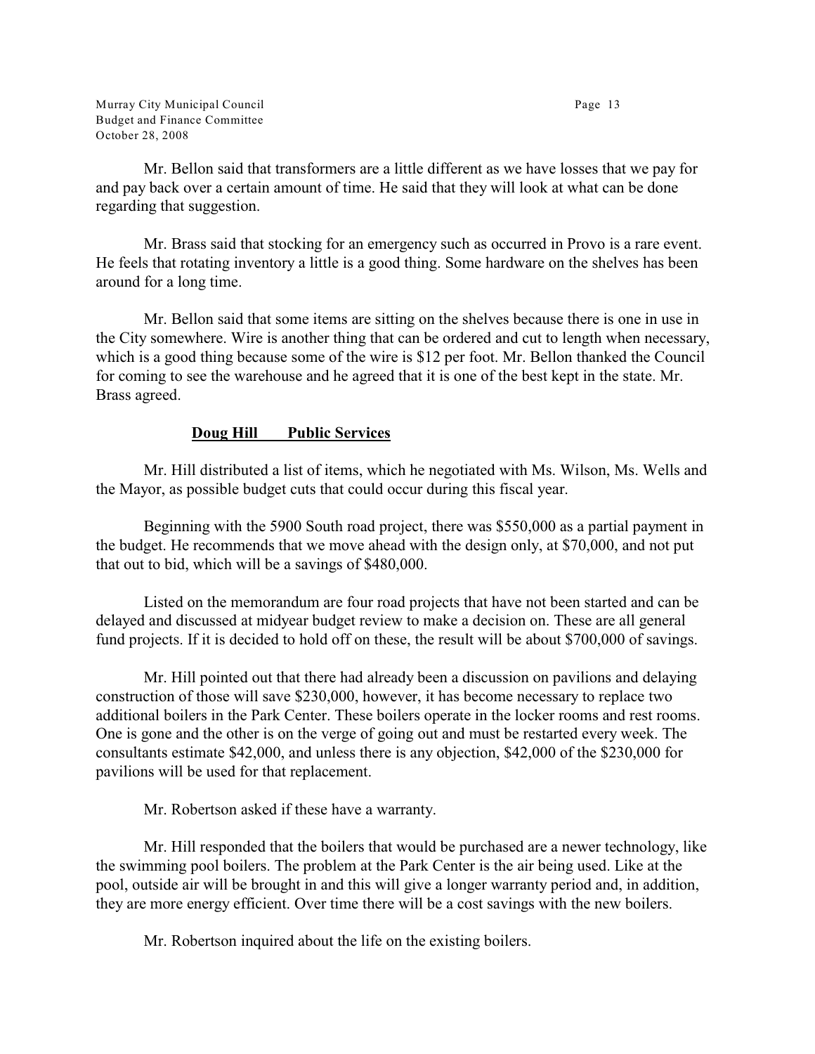Mr. Bellon said that transformers are a little different as we have losses that we pay for and pay back over a certain amount of time. He said that they will look at what can be done regarding that suggestion.

Mr. Brass said that stocking for an emergency such as occurred in Provo is a rare event. He feels that rotating inventory a little is a good thing. Some hardware on the shelves has been around for a long time.

Mr. Bellon said that some items are sitting on the shelves because there is one in use in the City somewhere. Wire is another thing that can be ordered and cut to length when necessary, which is a good thing because some of the wire is $12 per foot. Mr. Bellon thanked the Council for coming to see the warehouse and he agreed that it is one of the best kept in the state. Mr. Brass agreed.

**Doug Hill Public Services**

Mr. Hill distributed a list of items, which he negotiated with Ms. Wilson, Ms. Wells and the Mayor, as possible budget cuts that could occur during this fiscal year.

Beginning with the 5900 South road project, there was $550,000 as a partial payment in the budget. He recommends that we move ahead with the design only, at $70,000, and not put that out to bid, which will be a savings of $480,000.

Listed on the memorandum are four road projects that have not been started and can be delayed and discussed at midyear budget review to make a decision on. These are all general fund projects. If it is decided to hold off on these, the result will be about $700,000 of savings.

Mr. Hill pointed out that there had already been a discussion on pavilions and delaying construction of those will save $230,000, however, it has become necessary to replace two additional boilers in the Park Center. These boilers operate in the locker rooms and rest rooms. One is gone and the other is on the verge of going out and must be restarted every week. The consultants estimate $42,000, and unless there is any objection, $42,000 of the $230,000 for pavilions will be used for that replacement.

Mr. Robertson asked if these have a warranty.

Mr. Hill responded that the boilers that would be purchased are a newer technology, like the swimming pool boilers. The problem at the Park Center is the air being used. Like at the pool, outside air will be brought in and this will give a longer warranty period and, in addition, they are more energy efficient. Over time there will be a cost savings with the new boilers.

Mr. Robertson inquired about the life on the existing boilers.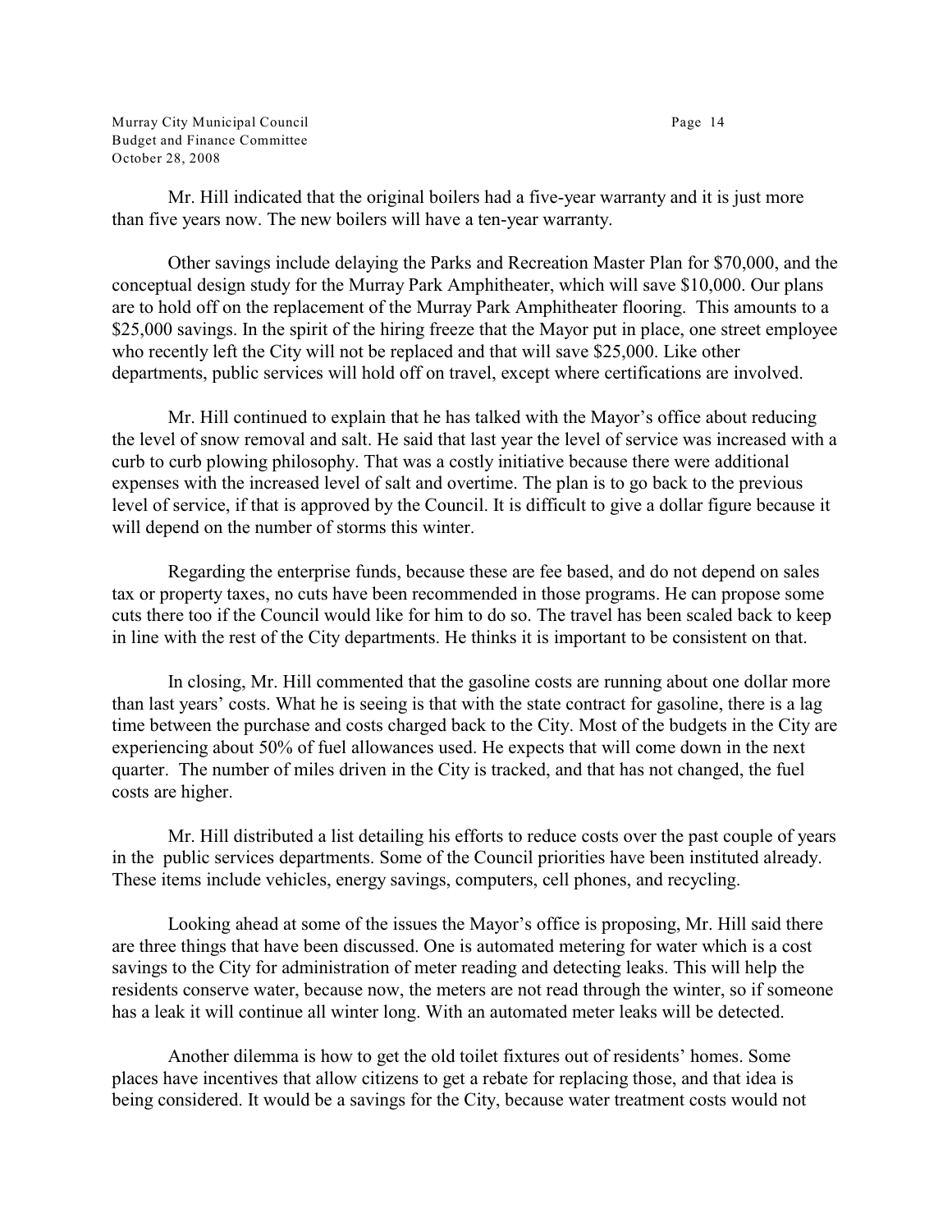Mr. Hill indicated that the original boilers had a five-year warranty and it is just more than five years now. The new boilers will have a ten-year warranty.

Other savings include delaying the Parks and Recreation Master Plan for $70,000, and the conceptual design study for the Murray Park Amphitheater, which will save $10,000. Our plans are to hold off on the replacement of the Murray Park Amphitheater flooring. This amounts to a $25,000 savings. In the spirit of the hiring freeze that the Mayor put in place, one street employee who recently left the City will not be replaced and that will save $25,000. Like other departments, public services will hold off on travel, except where certifications are involved.

Mr. Hill continued to explain that he has talked with the Mayor's office about reducing the level of snow removal and salt. He said that last year the level of service was increased with a curb to curb plowing philosophy. That was a costly initiative because there were additional expenses with the increased level of salt and overtime. The plan is to go back to the previous level of service, if that is approved by the Council. It is difficult to give a dollar figure because it will depend on the number of storms this winter.

Regarding the enterprise funds, because these are fee based, and do not depend on sales tax or property taxes, no cuts have been recommended in those programs. He can propose some cuts there too if the Council would like for him to do so. The travel has been scaled back to keep in line with the rest of the City departments. He thinks it is important to be consistent on that.

In closing, Mr. Hill commented that the gasoline costs are running about one dollar more than last years' costs. What he is seeing is that with the state contract for gasoline, there is a lag time between the purchase and costs charged back to the City. Most of the budgets in the City are experiencing about 50% of fuel allowances used. He expects that will come down in the next quarter. The number of miles driven in the City is tracked, and that has not changed, the fuel costs are higher.

Mr. Hill distributed a list detailing his efforts to reduce costs over the past couple of years in the public services departments. Some of the Council priorities have been instituted already. These items include vehicles, energy savings, computers, cell phones, and recycling.

Looking ahead at some of the issues the Mayor's office is proposing, Mr. Hill said there are three things that have been discussed. One is automated metering for water which is a cost savings to the City for administration of meter reading and detecting leaks. This will help the residents conserve water, because now, the meters are not read through the winter, so if someone has a leak it will continue all winter long. With an automated meter leaks will be detected.

Another dilemma is how to get the old toilet fixtures out of residents' homes. Some places have incentives that allow citizens to get a rebate for replacing those, and that idea is being considered. It would be a savings for the City, because water treatment costs would not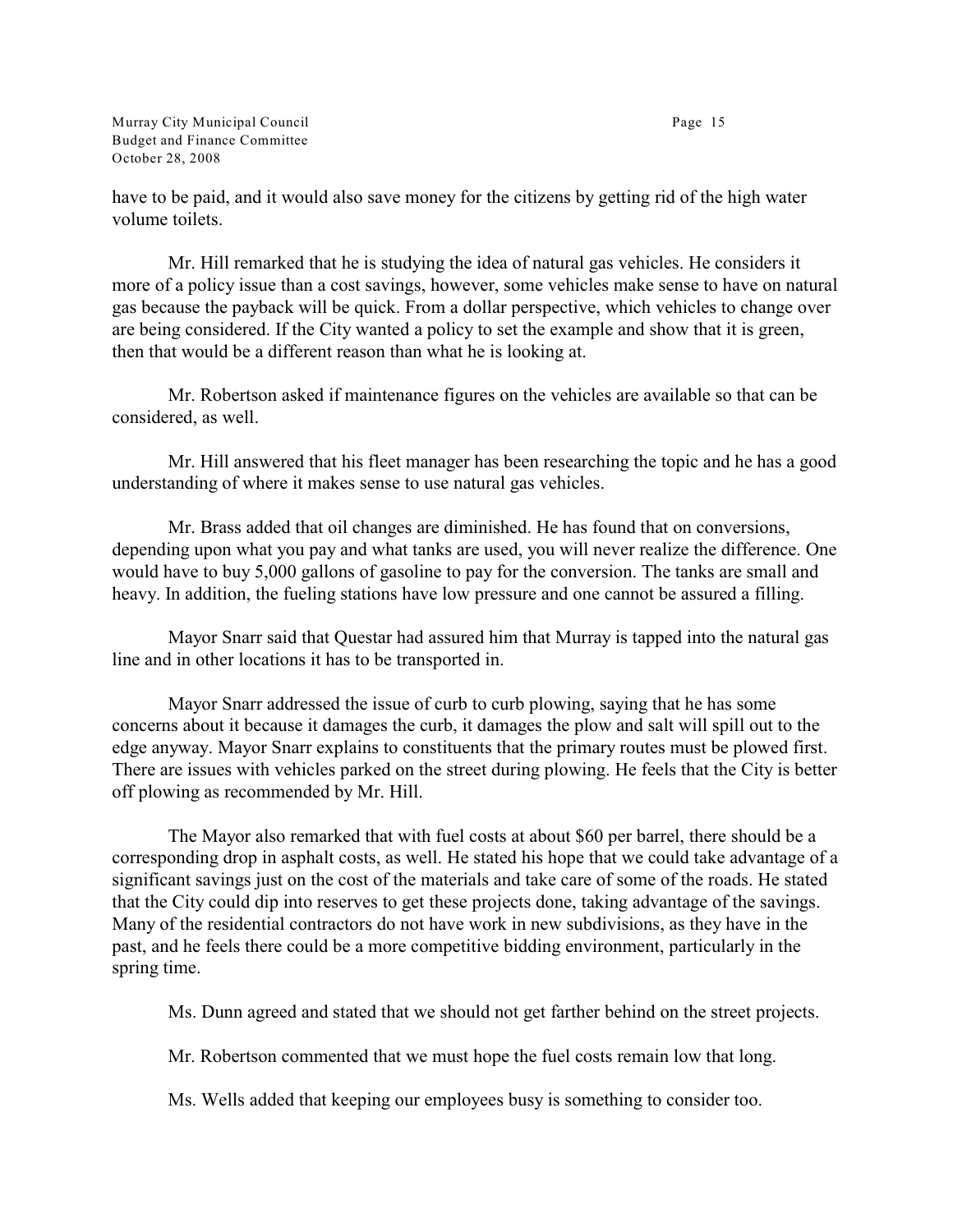have to be paid, and it would also save money for the citizens by getting rid of the high water volume toilets.

Mr. Hill remarked that he is studying the idea of natural gas vehicles. He considers it more of a policy issue than a cost savings, however, some vehicles make sense to have on natural gas because the payback will be quick. From a dollar perspective, which vehicles to change over are being considered. If the City wanted a policy to set the example and show that it is green, then that would be a different reason than what he is looking at.

Mr. Robertson asked if maintenance figures on the vehicles are available so that can be considered, as well.

Mr. Hill answered that his fleet manager has been researching the topic and he has a good understanding of where it makes sense to use natural gas vehicles.

Mr. Brass added that oil changes are diminished. He has found that on conversions, depending upon what you pay and what tanks are used, you will never realize the difference. One would have to buy 5,000 gallons of gasoline to pay for the conversion. The tanks are small and heavy. In addition, the fueling stations have low pressure and one cannot be assured a filling.

Mayor Snarr said that Questar had assured him that Murray is tapped into the natural gas line and in other locations it has to be transported in.

Mayor Snarr addressed the issue of curb to curb plowing, saying that he has some concerns about it because it damages the curb, it damages the plow and salt will spill out to the edge anyway. Mayor Snarr explains to constituents that the primary routes must be plowed first. There are issues with vehicles parked on the street during plowing. He feels that the City is better off plowing as recommended by Mr. Hill.

The Mayor also remarked that with fuel costs at about $60 per barrel, there should be a corresponding drop in asphalt costs, as well. He stated his hope that we could take advantage of a significant savings just on the cost of the materials and take care of some of the roads. He stated that the City could dip into reserves to get these projects done, taking advantage of the savings. Many of the residential contractors do not have work in new subdivisions, as they have in the past, and he feels there could be a more competitive bidding environment, particularly in the spring time.

Ms. Dunn agreed and stated that we should not get farther behind on the street projects.

Mr. Robertson commented that we must hope the fuel costs remain low that long.

Ms. Wells added that keeping our employees busy is something to consider too.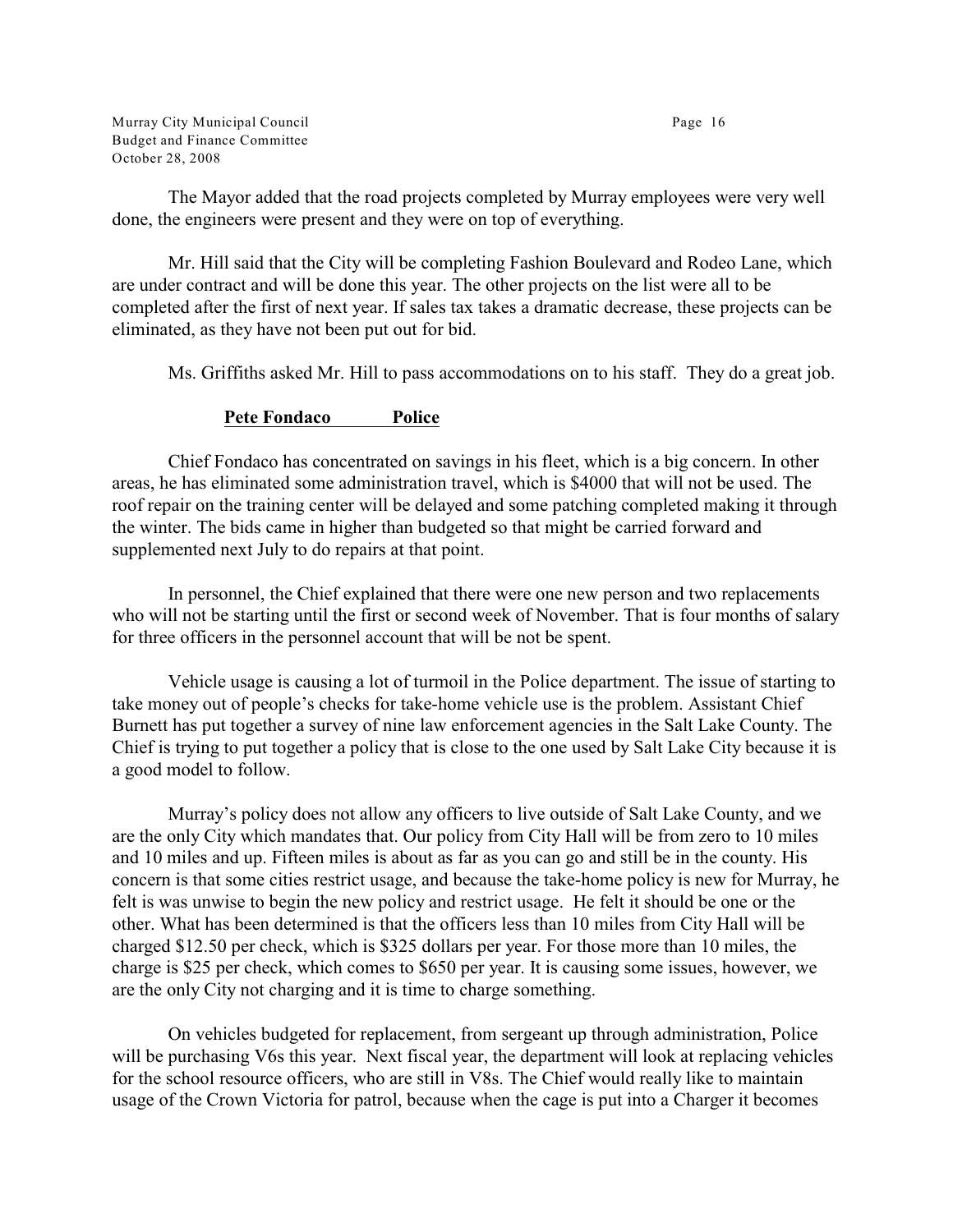The Mayor added that the road projects completed by Murray employees were very well done, the engineers were present and they were on top of everything.

Mr. Hill said that the City will be completing Fashion Boulevard and Rodeo Lane, which are under contract and will be done this year. The other projects on the list were all to be completed after the first of next year. If sales tax takes a dramatic decrease, these projects can be eliminated, as they have not been put out for bid.

Ms. Griffiths asked Mr. Hill to pass accommodations on to his staff. They do a great job.

**Pete Fondaco Police**

Chief Fondaco has concentrated on savings in his fleet, which is a big concern. In other areas, he has eliminated some administration travel, which is $4000 that will not be used. The roof repair on the training center will be delayed and some patching completed making it through the winter. The bids came in higher than budgeted so that might be carried forward and supplemented next July to do repairs at that point.

In personnel, the Chief explained that there were one new person and two replacements who will not be starting until the first or second week of November. That is four months of salary for three officers in the personnel account that will be not be spent.

Vehicle usage is causing a lot of turmoil in the Police department. The issue of starting to take money out of people's checks for take-home vehicle use is the problem. Assistant Chief Burnett has put together a survey of nine law enforcement agencies in the Salt Lake County. The Chief is trying to put together a policy that is close to the one used by Salt Lake City because it is a good model to follow.

Murray's policy does not allow any officers to live outside of Salt Lake County, and we are the only City which mandates that. Our policy from City Hall will be from zero to 10 miles and 10 miles and up. Fifteen miles is about as far as you can go and still be in the county. His concern is that some cities restrict usage, and because the take-home policy is new for Murray, he felt is was unwise to begin the new policy and restrict usage. He felt it should be one or the other. What has been determined is that the officers less than 10 miles from City Hall will be charged $12.50 per check, which is $325 dollars per year. For those more than 10 miles, the charge is $25 per check, which comes to $650 per year. It is causing some issues, however, we are the only City not charging and it is time to charge something.

On vehicles budgeted for replacement, from sergeant up through administration, Police will be purchasing V6s this year. Next fiscal year, the department will look at replacing vehicles for the school resource officers, who are still in V8s. The Chief would really like to maintain usage of the Crown Victoria for patrol, because when the cage is put into a Charger it becomes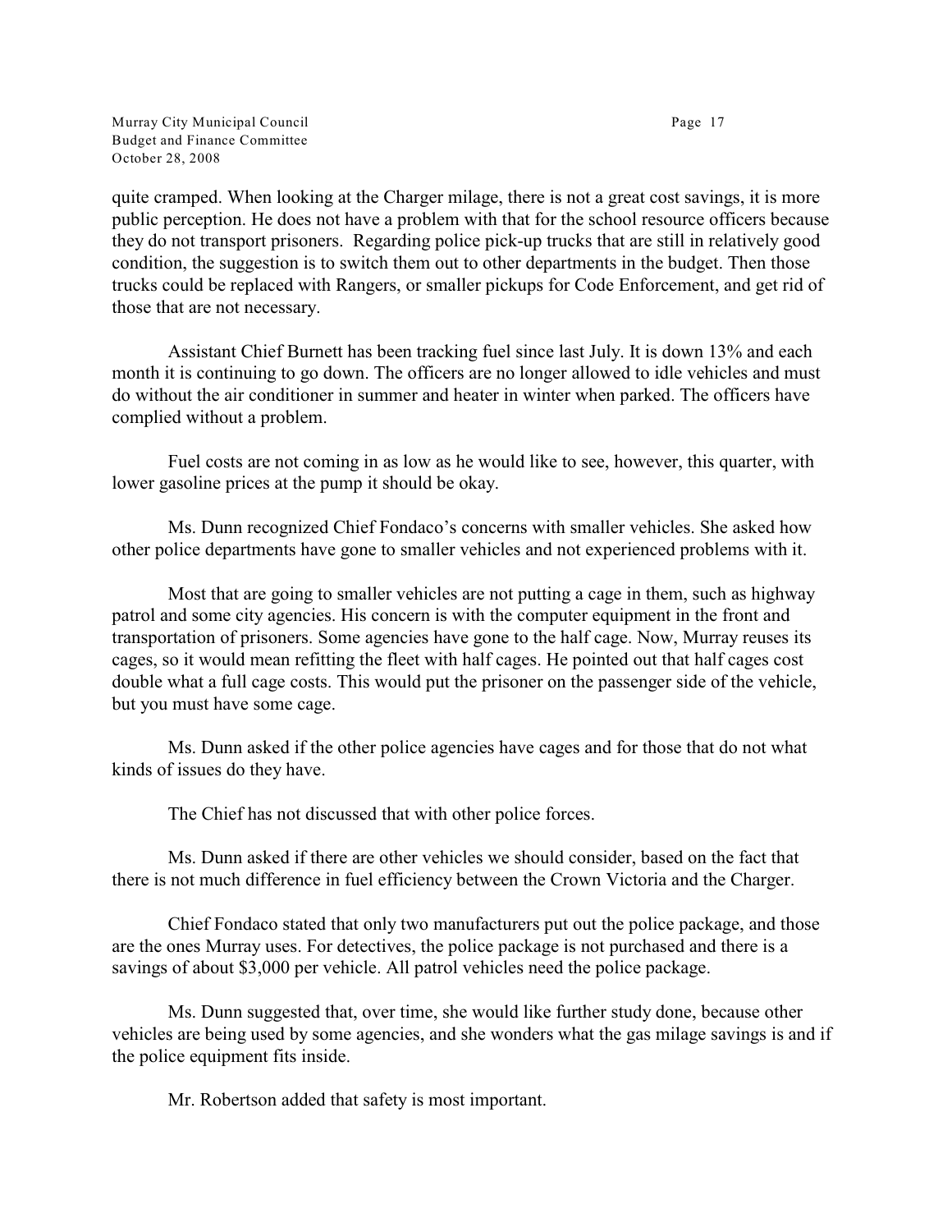quite cramped. When looking at the Charger milage, there is not a great cost savings, it is more public perception. He does not have a problem with that for the school resource officers because they do not transport prisoners. Regarding police pick-up trucks that are still in relatively good condition, the suggestion is to switch them out to other departments in the budget. Then those trucks could be replaced with Rangers, or smaller pickups for Code Enforcement, and get rid of those that are not necessary.

Assistant Chief Burnett has been tracking fuel since last July. It is down 13% and each month it is continuing to go down. The officers are no longer allowed to idle vehicles and must do without the air conditioner in summer and heater in winter when parked. The officers have complied without a problem.

Fuel costs are not coming in as low as he would like to see, however, this quarter, with lower gasoline prices at the pump it should be okay.

Ms. Dunn recognized Chief Fondaco's concerns with smaller vehicles. She asked how other police departments have gone to smaller vehicles and not experienced problems with it.

Most that are going to smaller vehicles are not putting a cage in them, such as highway patrol and some city agencies. His concern is with the computer equipment in the front and transportation of prisoners. Some agencies have gone to the half cage. Now, Murray reuses its cages, so it would mean refitting the fleet with half cages. He pointed out that half cages cost double what a full cage costs. This would put the prisoner on the passenger side of the vehicle, but you must have some cage.

Ms. Dunn asked if the other police agencies have cages and for those that do not what kinds of issues do they have.

The Chief has not discussed that with other police forces.

Ms. Dunn asked if there are other vehicles we should consider, based on the fact that there is not much difference in fuel efficiency between the Crown Victoria and the Charger.

Chief Fondaco stated that only two manufacturers put out the police package, and those are the ones Murray uses. For detectives, the police package is not purchased and there is a savings of about $3,000 per vehicle. All patrol vehicles need the police package.

Ms. Dunn suggested that, over time, she would like further study done, because other vehicles are being used by some agencies, and she wonders what the gas milage savings is and if the police equipment fits inside.

Mr. Robertson added that safety is most important.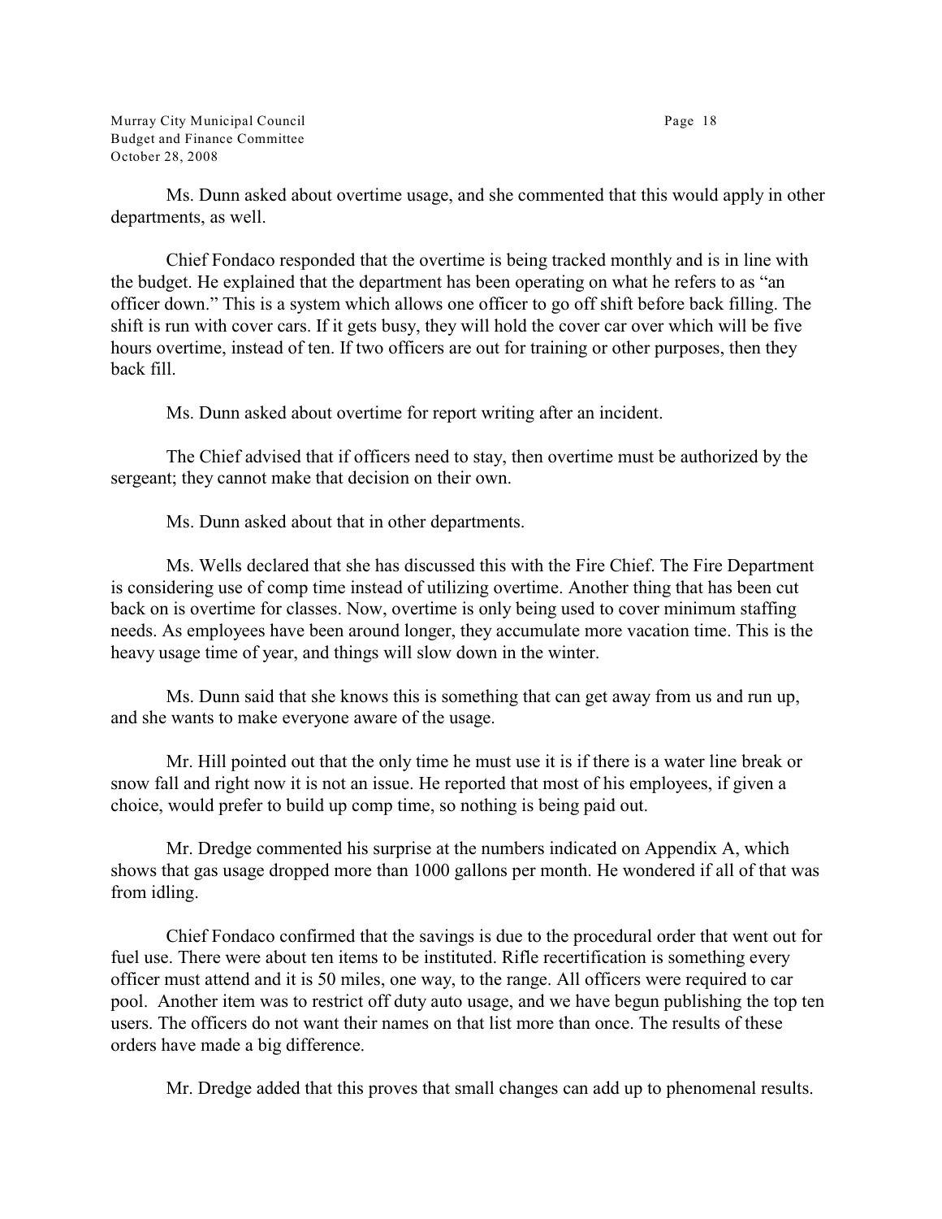Ms. Dunn asked about overtime usage, and she commented that this would apply in other departments, as well.

Chief Fondaco responded that the overtime is being tracked monthly and is in line with the budget. He explained that the department has been operating on what he refers to as "an officer down." This is a system which allows one officer to go off shift before back filling. The shift is run with cover cars. If it gets busy, they will hold the cover car over which will be five hours overtime, instead of ten. If two officers are out for training or other purposes, then they back fill.

Ms. Dunn asked about overtime for report writing after an incident.

The Chief advised that if officers need to stay, then overtime must be authorized by the sergeant; they cannot make that decision on their own.

Ms. Dunn asked about that in other departments.

Ms. Wells declared that she has discussed this with the Fire Chief. The Fire Department is considering use of comp time instead of utilizing overtime. Another thing that has been cut back on is overtime for classes. Now, overtime is only being used to cover minimum staffing needs. As employees have been around longer, they accumulate more vacation time. This is the heavy usage time of year, and things will slow down in the winter.

Ms. Dunn said that she knows this is something that can get away from us and run up, and she wants to make everyone aware of the usage.

Mr. Hill pointed out that the only time he must use it is if there is a water line break or snow fall and right now it is not an issue. He reported that most of his employees, if given a choice, would prefer to build up comp time, so nothing is being paid out.

Mr. Dredge commented his surprise at the numbers indicated on Appendix A, which shows that gas usage dropped more than 1000 gallons per month. He wondered if all of that was from idling.

Chief Fondaco confirmed that the savings is due to the procedural order that went out for fuel use. There were about ten items to be instituted. Rifle recertification is something every officer must attend and it is 50 miles, one way, to the range. All officers were required to car pool. Another item was to restrict off duty auto usage, and we have begun publishing the top ten users. The officers do not want their names on that list more than once. The results of these orders have made a big difference.

Mr. Dredge added that this proves that small changes can add up to phenomenal results.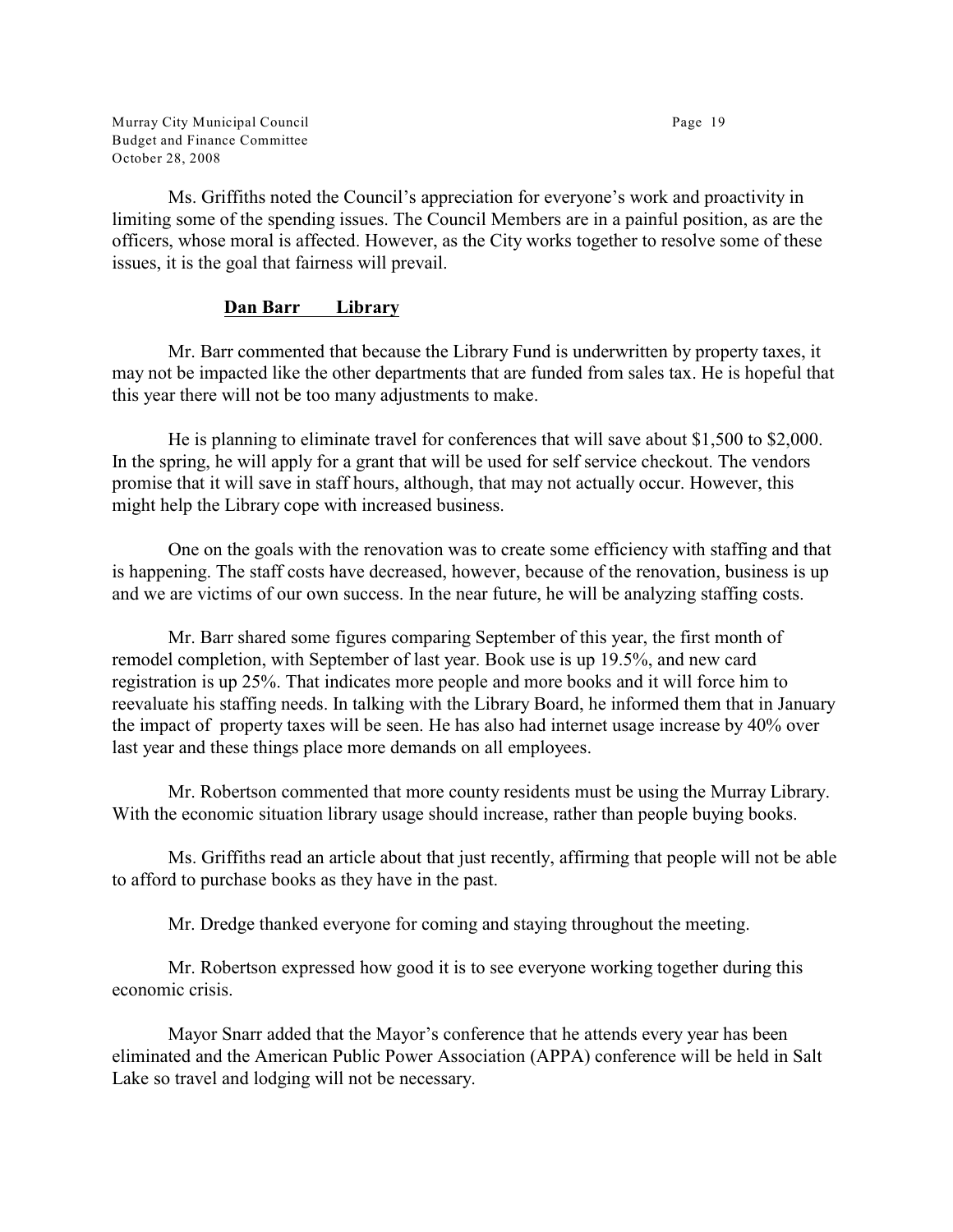Ms. Griffiths noted the Council's appreciation for everyone's work and proactivity in limiting some of the spending issues. The Council Members are in a painful position, as are the officers, whose moral is affected. However, as the City works together to resolve some of these issues, it is the goal that fairness will prevail.

**Dan Barr Library**

Mr. Barr commented that because the Library Fund is underwritten by property taxes, it may not be impacted like the other departments that are funded from sales tax. He is hopeful that this year there will not be too many adjustments to make.

He is planning to eliminate travel for conferences that will save about $1,500 to $2,000. In the spring, he will apply for a grant that will be used for self service checkout. The vendors promise that it will save in staff hours, although, that may not actually occur. However, this might help the Library cope with increased business.

One on the goals with the renovation was to create some efficiency with staffing and that is happening. The staff costs have decreased, however, because of the renovation, business is up and we are victims of our own success. In the near future, he will be analyzing staffing costs.

Mr. Barr shared some figures comparing September of this year, the first month of remodel completion, with September of last year. Book use is up 19.5%, and new card registration is up 25%. That indicates more people and more books and it will force him to reevaluate his staffing needs. In talking with the Library Board, he informed them that in January the impact of property taxes will be seen. He has also had internet usage increase by 40% over last year and these things place more demands on all employees.

Mr. Robertson commented that more county residents must be using the Murray Library. With the economic situation library usage should increase, rather than people buying books.

Ms. Griffiths read an article about that just recently, affirming that people will not be able to afford to purchase books as they have in the past.

Mr. Dredge thanked everyone for coming and staying throughout the meeting.

Mr. Robertson expressed how good it is to see everyone working together during this economic crisis.

Mayor Snarr added that the Mayor's conference that he attends every year has been eliminated and the American Public Power Association (APPA) conference will be held in Salt Lake so travel and lodging will not be necessary.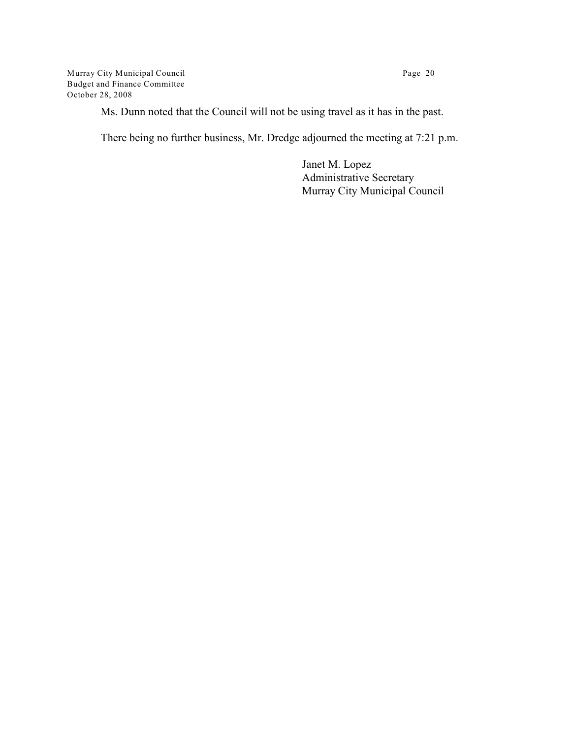Ms. Dunn noted that the Council will not be using travel as it has in the past.

There being no further business, Mr. Dredge adjourned the meeting at 7:21 p.m.

Janet M. Lopez
Administrative Secretary
Murray City Municipal Council